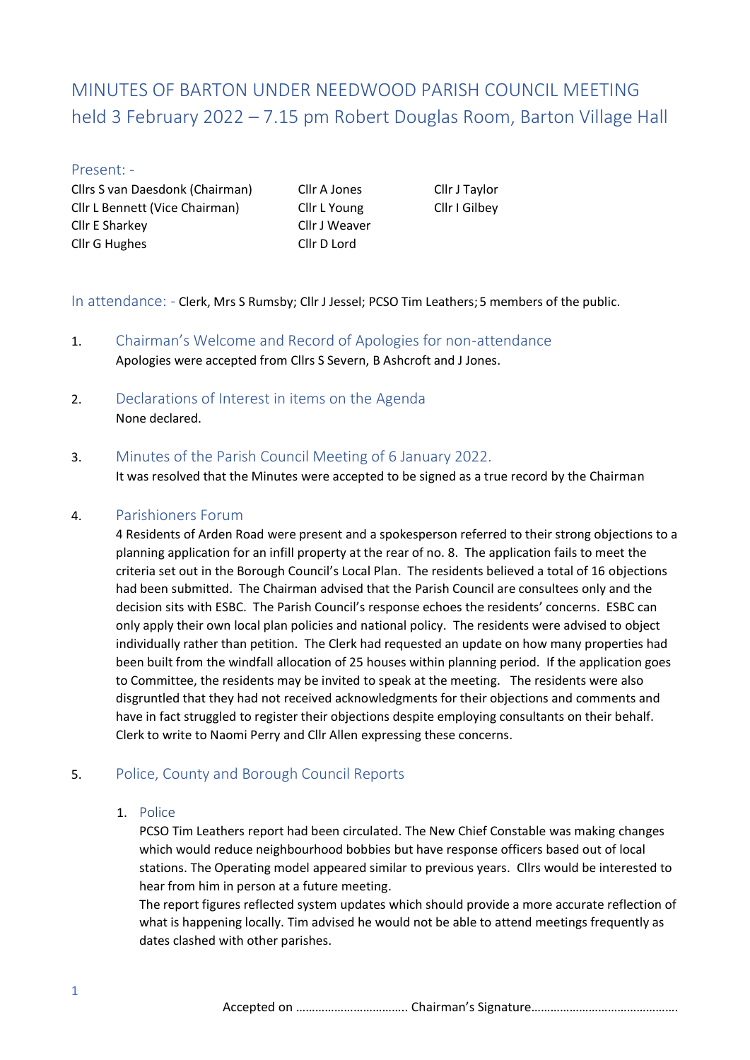# MINUTES OF BARTON UNDER NEEDWOOD PARISH COUNCIL MEETING held 3 February 2022 – 7.15 pm Robert Douglas Room, Barton Village Hall

## Present: -

Cllrs S van Daesdonk (Chairman)
Cllr L Bennett (Vice Chairman)
Cllr E Sharkey
Cllr G Hughes
Cllr A Jones
Cllr L Young
Cllr J Weaver
Cllr D Lord
Cllr J Taylor
Cllr I Gilbey

**In attendance: -** Clerk, Mrs S Rumsby; Cllr J Jessel; PCSO Tim Leathers; 5 members of the public.

## 1. Chairman's Welcome and Record of Apologies for non-attendance

Apologies were accepted from Cllrs S Severn, B Ashcroft and J Jones.

## 2. Declarations of Interest in items on the Agenda

None declared.

## 3. Minutes of the Parish Council Meeting of 6 January 2022.

It was resolved that the Minutes were accepted to be signed as a true record by the Chairman

## 4. Parishioners Forum

4 Residents of Arden Road were present and a spokesperson referred to their strong objections to a planning application for an infill property at the rear of no. 8. The application fails to meet the criteria set out in the Borough Council's Local Plan. The residents believed a total of 16 objections had been submitted. The Chairman advised that the Parish Council are consultees only and the decision sits with ESBC. The Parish Council's response echoes the residents' concerns. ESBC can only apply their own local plan policies and national policy. The residents were advised to object individually rather than petition. The Clerk had requested an update on how many properties had been built from the windfall allocation of 25 houses within planning period. If the application goes to Committee, the residents may be invited to speak at the meeting. The residents were also disgruntled that they had not received acknowledgments for their objections and comments and have in fact struggled to register their objections despite employing consultants on their behalf. Clerk to write to Naomi Perry and Cllr Allen expressing these concerns.

## 5. Police, County and Borough Council Reports

### 1. Police

PCSO Tim Leathers report had been circulated. The New Chief Constable was making changes which would reduce neighbourhood bobbies but have response officers based out of local stations. The Operating model appeared similar to previous years. Cllrs would be interested to hear from him in person at a future meeting.

The report figures reflected system updates which should provide a more accurate reflection of what is happening locally. Tim advised he would not be able to attend meetings frequently as dates clashed with other parishes.

Accepted on …………………………….. Chairman's Signature……………………………………….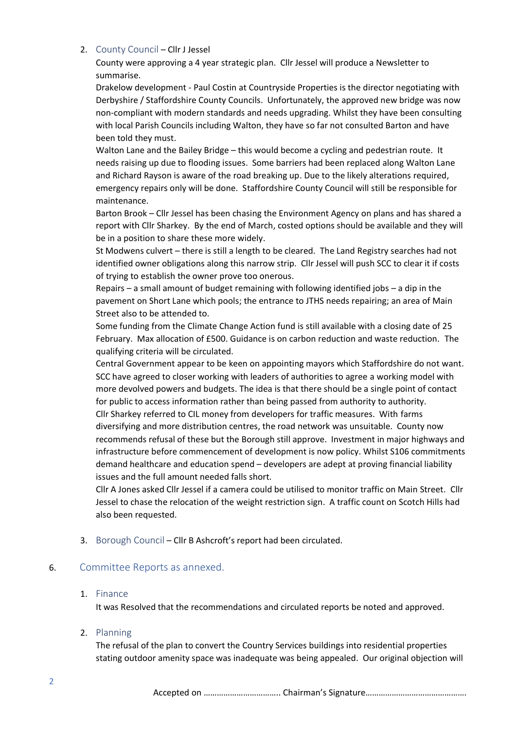2. County Council – Cllr J Jessel

   County were approving a 4 year strategic plan. Cllr Jessel will produce a Newsletter to summarise.

   Drakelow development - Paul Costin at Countryside Properties is the director negotiating with Derbyshire / Staffordshire County Councils. Unfortunately, the approved new bridge was now non-compliant with modern standards and needs upgrading. Whilst they have been consulting with local Parish Councils including Walton, they have so far not consulted Barton and have been told they must.

   Walton Lane and the Bailey Bridge – this would become a cycling and pedestrian route. It needs raising up due to flooding issues. Some barriers had been replaced along Walton Lane and Richard Rayson is aware of the road breaking up. Due to the likely alterations required, emergency repairs only will be done. Staffordshire County Council will still be responsible for maintenance.

   Barton Brook – Cllr Jessel has been chasing the Environment Agency on plans and has shared a report with Cllr Sharkey. By the end of March, costed options should be available and they will be in a position to share these more widely.

   St Modwens culvert – there is still a length to be cleared. The Land Registry searches had not identified owner obligations along this narrow strip. Cllr Jessel will push SCC to clear it if costs of trying to establish the owner prove too onerous.

   Repairs – a small amount of budget remaining with following identified jobs – a dip in the pavement on Short Lane which pools; the entrance to JTHS needs repairing; an area of Main Street also to be attended to.

   Some funding from the Climate Change Action fund is still available with a closing date of 25 February. Max allocation of £500. Guidance is on carbon reduction and waste reduction. The qualifying criteria will be circulated.

   Central Government appear to be keen on appointing mayors which Staffordshire do not want. SCC have agreed to closer working with leaders of authorities to agree a working model with more devolved powers and budgets. The idea is that there should be a single point of contact for public to access information rather than being passed from authority to authority.

   Cllr Sharkey referred to CIL money from developers for traffic measures. With farms diversifying and more distribution centres, the road network was unsuitable. County now recommends refusal of these but the Borough still approve. Investment in major highways and infrastructure before commencement of development is now policy. Whilst S106 commitments demand healthcare and education spend – developers are adept at proving financial liability issues and the full amount needed falls short.

   Cllr A Jones asked Cllr Jessel if a camera could be utilised to monitor traffic on Main Street. Cllr Jessel to chase the relocation of the weight restriction sign. A traffic count on Scotch Hills had also been requested.

3. Borough Council – Cllr B Ashcroft's report had been circulated.

## 6. Committee Reports as annexed.

1. Finance

   It was Resolved that the recommendations and circulated reports be noted and approved.

2. Planning

   The refusal of the plan to convert the Country Services buildings into residential properties stating outdoor amenity space was inadequate was being appealed. Our original objection will

Accepted on …………………………….. Chairman's Signature……………………………………….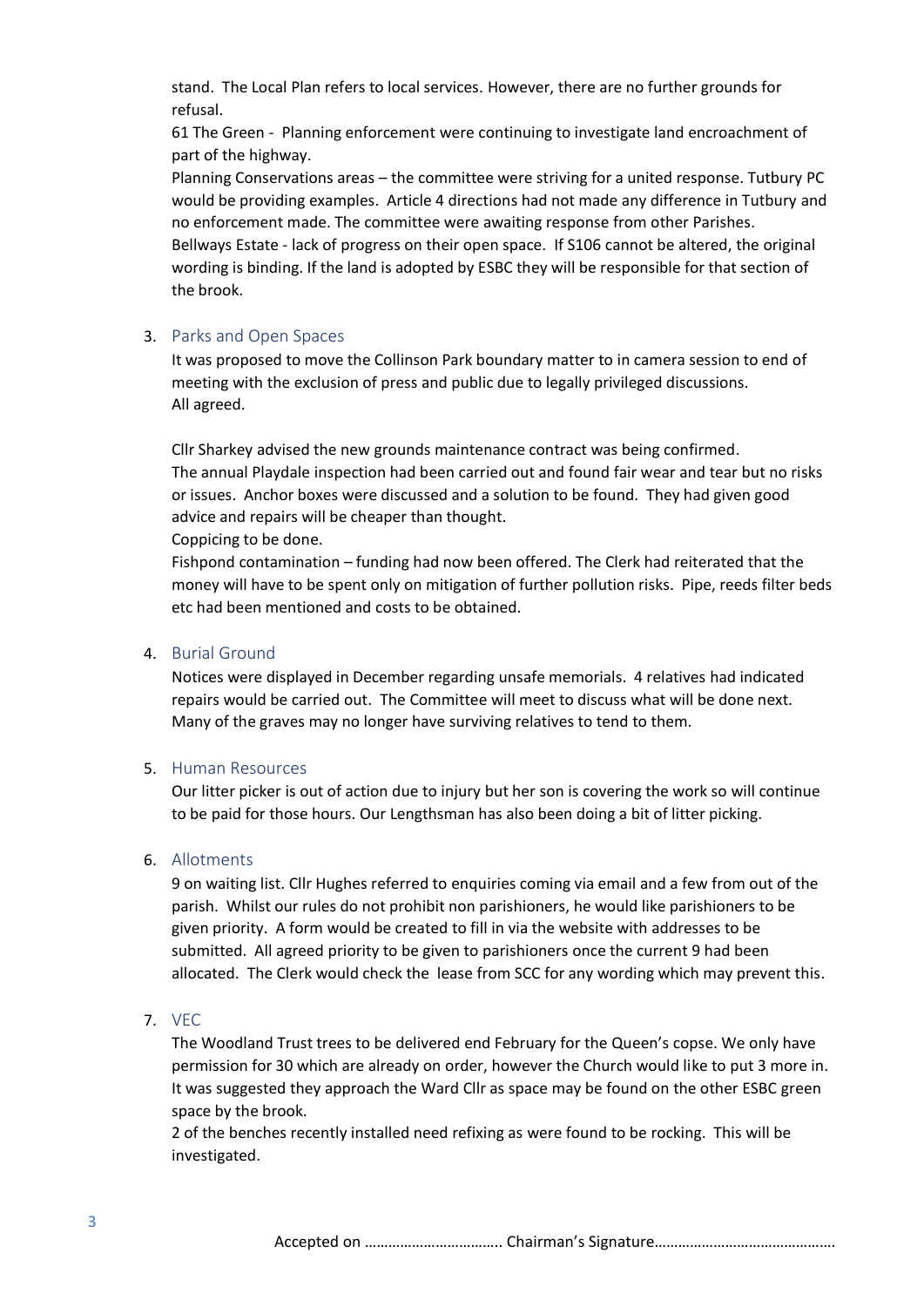stand. The Local Plan refers to local services. However, there are no further grounds for refusal.

61 The Green - Planning enforcement were continuing to investigate land encroachment of part of the highway.

Planning Conservations areas – the committee were striving for a united response. Tutbury PC would be providing examples. Article 4 directions had not made any difference in Tutbury and no enforcement made. The committee were awaiting response from other Parishes.

Bellways Estate - lack of progress on their open space. If S106 cannot be altered, the original wording is binding. If the land is adopted by ESBC they will be responsible for that section of the brook.

3. Parks and Open Spaces

It was proposed to move the Collinson Park boundary matter to in camera session to end of meeting with the exclusion of press and public due to legally privileged discussions. All agreed.

Cllr Sharkey advised the new grounds maintenance contract was being confirmed.
The annual Playdale inspection had been carried out and found fair wear and tear but no risks or issues. Anchor boxes were discussed and a solution to be found. They had given good advice and repairs will be cheaper than thought.
Coppicing to be done.
Fishpond contamination – funding had now been offered. The Clerk had reiterated that the money will have to be spent only on mitigation of further pollution risks. Pipe, reeds filter beds etc had been mentioned and costs to be obtained.

4. Burial Ground

Notices were displayed in December regarding unsafe memorials. 4 relatives had indicated repairs would be carried out. The Committee will meet to discuss what will be done next. Many of the graves may no longer have surviving relatives to tend to them.

5. Human Resources

Our litter picker is out of action due to injury but her son is covering the work so will continue to be paid for those hours. Our Lengthsman has also been doing a bit of litter picking.

6. Allotments

9 on waiting list. Cllr Hughes referred to enquiries coming via email and a few from out of the parish. Whilst our rules do not prohibit non parishioners, he would like parishioners to be given priority. A form would be created to fill in via the website with addresses to be submitted. All agreed priority to be given to parishioners once the current 9 had been allocated. The Clerk would check the lease from SCC for any wording which may prevent this.

7. VEC

The Woodland Trust trees to be delivered end February for the Queen's copse. We only have permission for 30 which are already on order, however the Church would like to put 3 more in. It was suggested they approach the Ward Cllr as space may be found on the other ESBC green space by the brook.

2 of the benches recently installed need refixing as were found to be rocking. This will be investigated.

Accepted on ……………………………. Chairman's Signature……………………………………….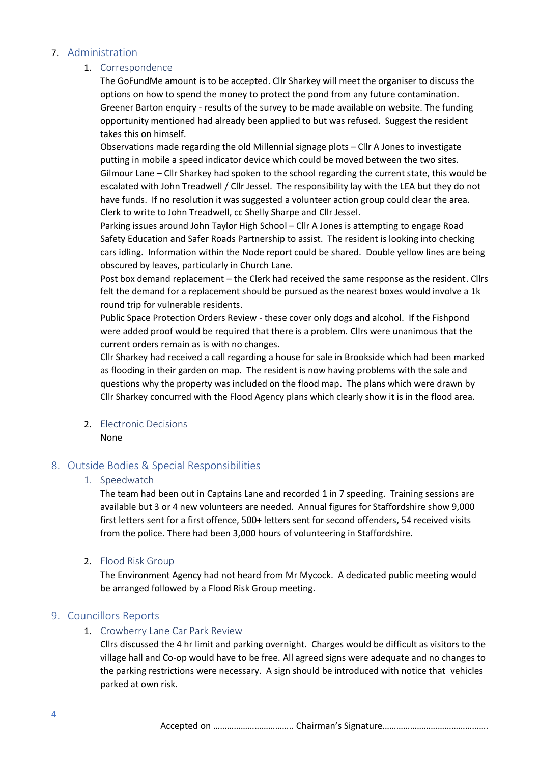## 7. Administration

### 1. Correspondence

The GoFundMe amount is to be accepted. Cllr Sharkey will meet the organiser to discuss the options on how to spend the money to protect the pond from any future contamination.
Greener Barton enquiry - results of the survey to be made available on website. The funding opportunity mentioned had already been applied to but was refused. Suggest the resident takes this on himself.
Observations made regarding the old Millennial signage plots – Cllr A Jones to investigate putting in mobile a speed indicator device which could be moved between the two sites.
Gilmour Lane – Cllr Sharkey had spoken to the school regarding the current state, this would be escalated with John Treadwell / Cllr Jessel. The responsibility lay with the LEA but they do not have funds. If no resolution it was suggested a volunteer action group could clear the area. Clerk to write to John Treadwell, cc Shelly Sharpe and Cllr Jessel.
Parking issues around John Taylor High School – Cllr A Jones is attempting to engage Road Safety Education and Safer Roads Partnership to assist. The resident is looking into checking cars idling. Information within the Node report could be shared. Double yellow lines are being obscured by leaves, particularly in Church Lane.
Post box demand replacement – the Clerk had received the same response as the resident. Cllrs felt the demand for a replacement should be pursued as the nearest boxes would involve a 1k round trip for vulnerable residents.
Public Space Protection Orders Review - these cover only dogs and alcohol. If the Fishpond were added proof would be required that there is a problem. Cllrs were unanimous that the current orders remain as is with no changes.
Cllr Sharkey had received a call regarding a house for sale in Brookside which had been marked as flooding in their garden on map. The resident is now having problems with the sale and questions why the property was included on the flood map. The plans which were drawn by Cllr Sharkey concurred with the Flood Agency plans which clearly show it is in the flood area.

### 2. Electronic Decisions

None

## 8. Outside Bodies & Special Responsibilities

### 1. Speedwatch

The team had been out in Captains Lane and recorded 1 in 7 speeding. Training sessions are available but 3 or 4 new volunteers are needed. Annual figures for Staffordshire show 9,000 first letters sent for a first offence, 500+ letters sent for second offenders, 54 received visits from the police. There had been 3,000 hours of volunteering in Staffordshire.

### 2. Flood Risk Group

The Environment Agency had not heard from Mr Mycock. A dedicated public meeting would be arranged followed by a Flood Risk Group meeting.

## 9. Councillors Reports

### 1. Crowberry Lane Car Park Review

Cllrs discussed the 4 hr limit and parking overnight. Charges would be difficult as visitors to the village hall and Co-op would have to be free. All agreed signs were adequate and no changes to the parking restrictions were necessary. A sign should be introduced with notice that vehicles parked at own risk.

Accepted on ……………………………. Chairman's Signature……………………………………….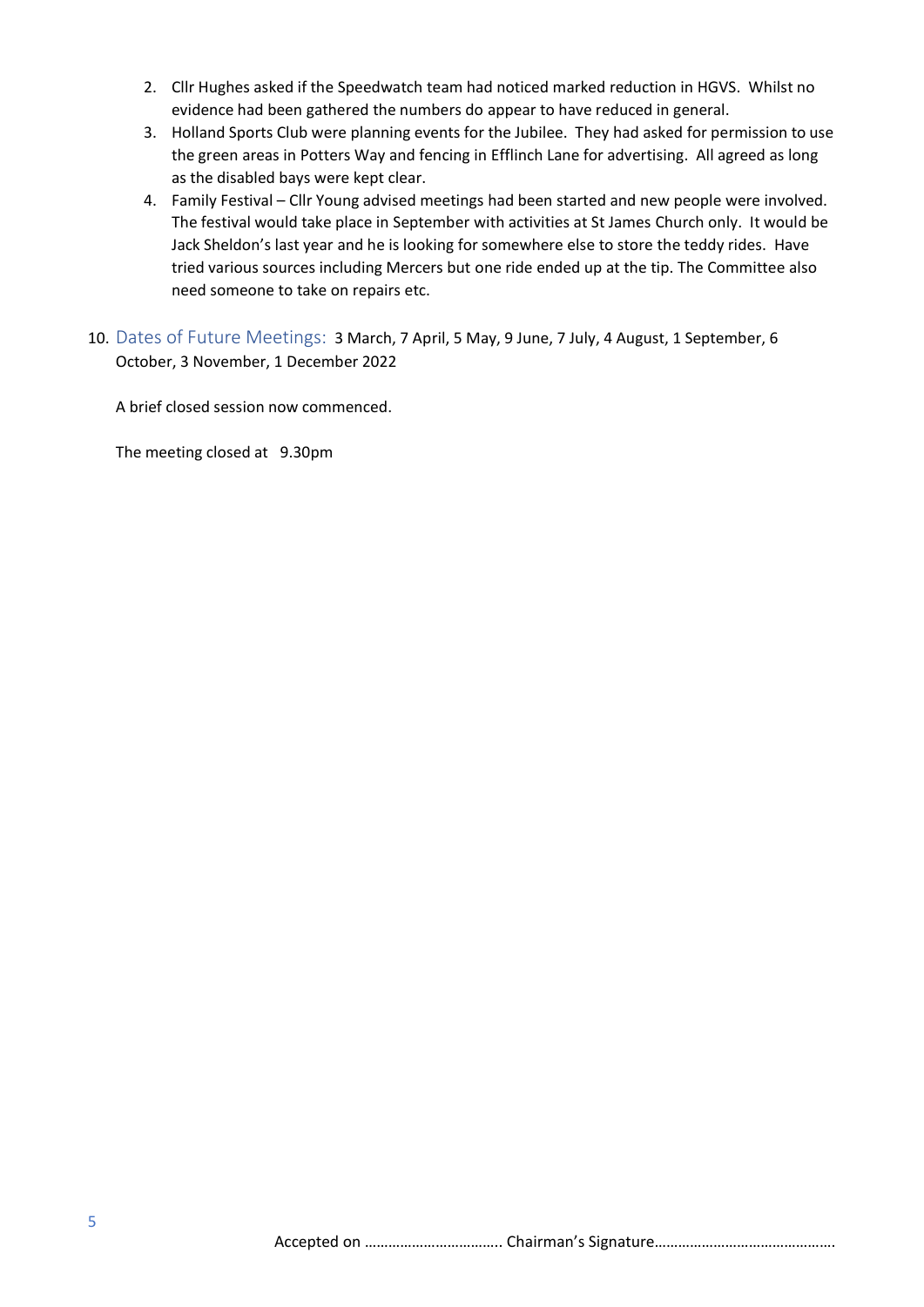2. Cllr Hughes asked if the Speedwatch team had noticed marked reduction in HGVS. Whilst no evidence had been gathered the numbers do appear to have reduced in general.
3. Holland Sports Club were planning events for the Jubilee. They had asked for permission to use the green areas in Potters Way and fencing in Efflinch Lane for advertising. All agreed as long as the disabled bays were kept clear.
4. Family Festival – Cllr Young advised meetings had been started and new people were involved. The festival would take place in September with activities at St James Church only. It would be Jack Sheldon's last year and he is looking for somewhere else to store the teddy rides. Have tried various sources including Mercers but one ride ended up at the tip. The Committee also need someone to take on repairs etc.

10. Dates of Future Meetings: 3 March, 7 April, 5 May, 9 June, 7 July, 4 August, 1 September, 6 October, 3 November, 1 December 2022

A brief closed session now commenced.

The meeting closed at 9.30pm

Accepted on ……………………………. Chairman's Signature……………………………………….